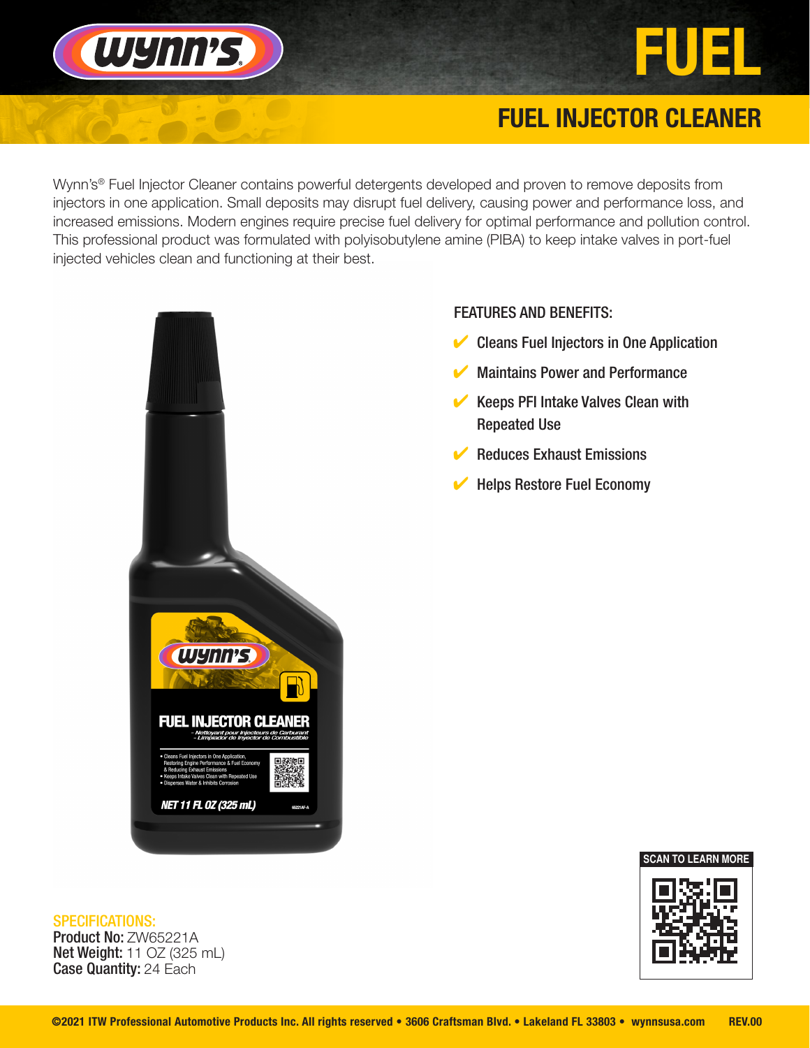# FUEL

## FUEL INJECTOR CLEANER

Wynn's® Fuel Injector Cleaner contains powerful detergents developed and proven to remove deposits from injectors in one application. Small deposits may disrupt fuel delivery, causing power and performance loss, and increased emissions. Modern engines require precise fuel delivery for optimal performance and pollution control. This professional product was formulated with polyisobutylene amine (PIBA) to keep intake valves in port-fuel injected vehicles clean and functioning at their best.

### FEATURES AND BENEFITS:

- ✔ Cleans Fuel Injectors in One Application
- ✔ Maintains Power and Performance
- ✔ Keeps PFI Intake Valves Clean with Repeated Use
- ✔ Reduces Exhaust Emissions
- ✔ Helps Restore Fuel Economy

### SPECIFICATIONS:

**Product No:** ZW65221A
**Net Weight:** 11 OZ (325 mL)
**Case Quantity:** 24 Each

SCAN TO LEARN MORE

**©2021 ITW Professional Automotive Products Inc. All rights reserved • 3606 Craftsman Blvd. • Lakeland FL 33803 • wynnsusa.com REV.00**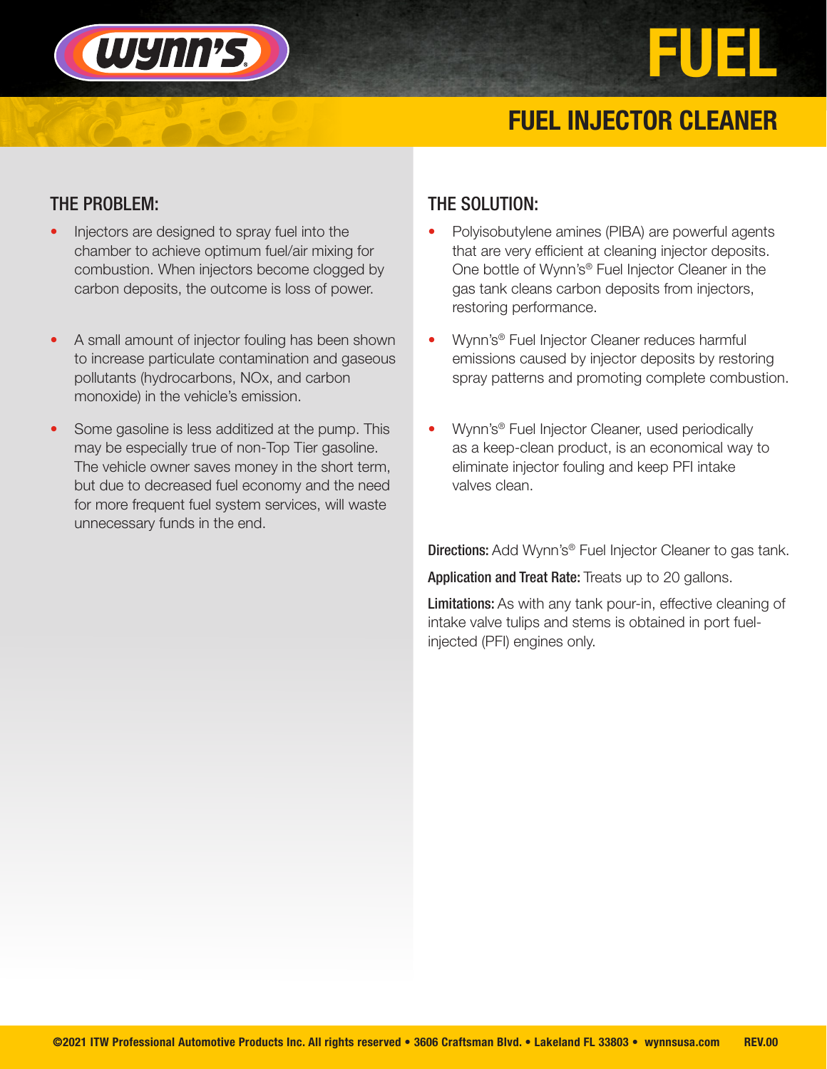# FUEL

## FUEL INJECTOR CLEANER

### THE PROBLEM:

- Injectors are designed to spray fuel into the chamber to achieve optimum fuel/air mixing for combustion. When injectors become clogged by carbon deposits, the outcome is loss of power.
- A small amount of injector fouling has been shown to increase particulate contamination and gaseous pollutants (hydrocarbons, NOx, and carbon monoxide) in the vehicle's emission.
- Some gasoline is less additized at the pump. This may be especially true of non-Top Tier gasoline. The vehicle owner saves money in the short term, but due to decreased fuel economy and the need for more frequent fuel system services, will waste unnecessary funds in the end.

### THE SOLUTION:

- Polyisobutylene amines (PIBA) are powerful agents that are very efficient at cleaning injector deposits. One bottle of Wynn's® Fuel Injector Cleaner in the gas tank cleans carbon deposits from injectors, restoring performance.
- Wynn's® Fuel Injector Cleaner reduces harmful emissions caused by injector deposits by restoring spray patterns and promoting complete combustion.
- Wynn's® Fuel Injector Cleaner, used periodically as a keep-clean product, is an economical way to eliminate injector fouling and keep PFI intake valves clean.

**Directions:** Add Wynn's® Fuel Injector Cleaner to gas tank.

**Application and Treat Rate:** Treats up to 20 gallons.

**Limitations:** As with any tank pour-in, effective cleaning of intake valve tulips and stems is obtained in port fuel-injected (PFI) engines only.

©2021 ITW Professional Automotive Products Inc. All rights reserved • 3606 Craftsman Blvd. • Lakeland FL 33803 • wynnsusa.com REV.00